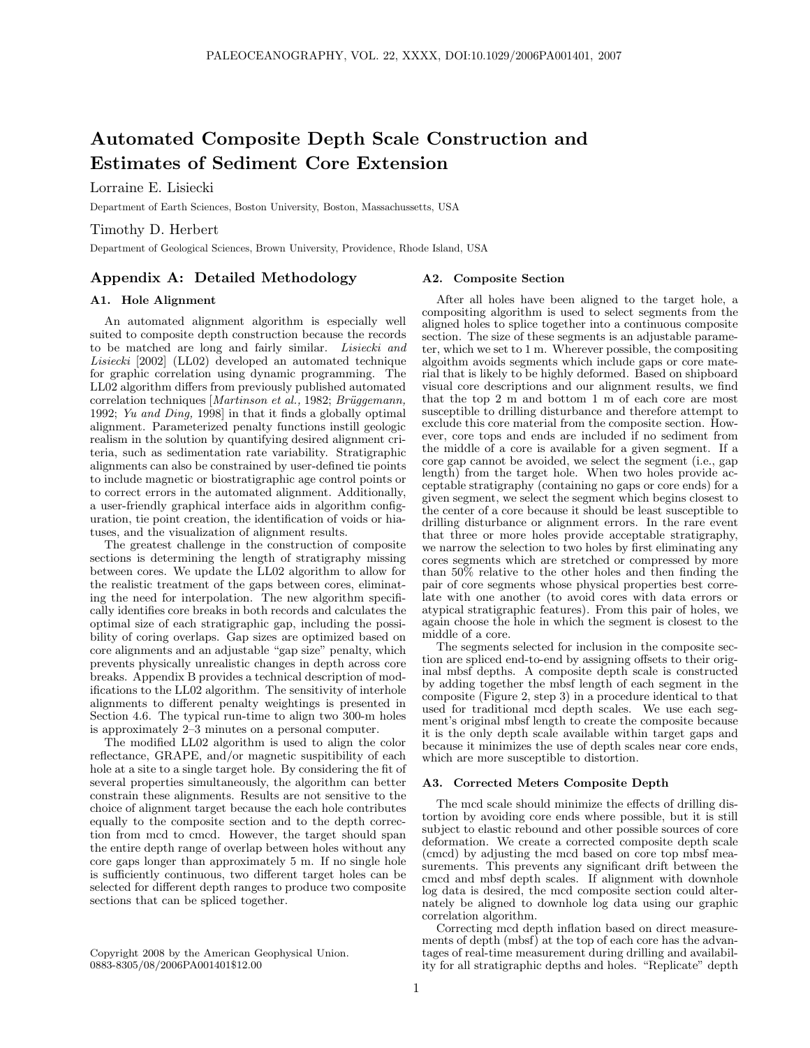# Automated Composite Depth Scale Construction and Estimates of Sediment Core Extension

Lorraine E. Lisiecki

Department of Earth Sciences, Boston University, Boston, Massachussetts, USA

Timothy D. Herbert

Department of Geological Sciences, Brown University, Providence, Rhode Island, USA

## Appendix A: Detailed Methodology

### A1. Hole Alignment

An automated alignment algorithm is especially well suited to composite depth construction because the records to be matched are long and fairly similar. *Lisiecki and Lisiecki* [2002] (LL02) developed an automated technique for graphic correlation using dynamic programming. The LL02 algorithm differs from previously published automated correlation techniques [*Martinson et al.,* 1982; *Brüggemann,* 1992; *Yu and Ding,* 1998] in that it finds a globally optimal alignment. Parameterized penalty functions instill geologic realism in the solution by quantifying desired alignment criteria, such as sedimentation rate variability. Stratigraphic alignments can also be constrained by user-defined tie points to include magnetic or biostratigraphic age control points or to correct errors in the automated alignment. Additionally, a user-friendly graphical interface aids in algorithm configuration, tie point creation, the identification of voids or hiatuses, and the visualization of alignment results.

The greatest challenge in the construction of composite sections is determining the length of stratigraphy missing between cores. We update the LL02 algorithm to allow for the realistic treatment of the gaps between cores, eliminating the need for interpolation. The new algorithm specifically identifies core breaks in both records and calculates the optimal size of each stratigraphic gap, including the possibility of coring overlaps. Gap sizes are optimized based on core alignments and an adjustable "gap size" penalty, which prevents physically unrealistic changes in depth across core breaks. Appendix B provides a technical description of modifications to the LL02 algorithm. The sensitivity of interhole alignments to different penalty weightings is presented in Section 4.6. The typical run-time to align two 300-m holes is approximately 2–3 minutes on a personal computer.

The modified LL02 algorithm is used to align the color reflectance, GRAPE, and/or magnetic suspitibility of each hole at a site to a single target hole. By considering the fit of several properties simultaneously, the algorithm can better constrain these alignments. Results are not sensitive to the choice of alignment target because the each hole contributes equally to the composite section and to the depth correction from mcd to cmcd. However, the target should span the entire depth range of overlap between holes without any core gaps longer than approximately 5 m. If no single hole is sufficiently continuous, two different target holes can be selected for different depth ranges to produce two composite sections that can be spliced together.

Copyright 2008 by the American Geophysical Union.
0883-8305/08/2006PA001401$12.00

### A2. Composite Section

After all holes have been aligned to the target hole, a compositing algorithm is used to select segments from the aligned holes to splice together into a continuous composite section. The size of these segments is an adjustable parameter, which we set to 1 m. Wherever possible, the compositing algoithm avoids segments which include gaps or core material that is likely to be highly deformed. Based on shipboard visual core descriptions and our alignment results, we find that the top 2 m and bottom 1 m of each core are most susceptible to drilling disturbance and therefore attempt to exclude this core material from the composite section. However, core tops and ends are included if no sediment from the middle of a core is available for a given segment. If a core gap cannot be avoided, we select the segment (i.e., gap length) from the target hole. When two holes provide acceptable stratigraphy (containing no gaps or core ends) for a given segment, we select the segment which begins closest to the center of a core because it should be least susceptible to drilling disturbance or alignment errors. In the rare event that three or more holes provide acceptable stratigraphy, we narrow the selection to two holes by first eliminating any cores segments which are stretched or compressed by more than 50% relative to the other holes and then finding the pair of core segments whose physical properties best correlate with one another (to avoid cores with data errors or atypical stratigraphic features). From this pair of holes, we again choose the hole in which the segment is closest to the middle of a core.

The segments selected for inclusion in the composite section are spliced end-to-end by assigning offsets to their original mbsf depths. A composite depth scale is constructed by adding together the mbsf length of each segment in the composite (Figure 2, step 3) in a procedure identical to that used for traditional mcd depth scales. We use each segment's original mbsf length to create the composite because it is the only depth scale available within target gaps and because it minimizes the use of depth scales near core ends, which are more susceptible to distortion.

### A3. Corrected Meters Composite Depth

The mcd scale should minimize the effects of drilling distortion by avoiding core ends where possible, but it is still subject to elastic rebound and other possible sources of core deformation. We create a corrected composite depth scale (cmcd) by adjusting the mcd based on core top mbsf measurements. This prevents any significant drift between the cmcd and mbsf depth scales. If alignment with downhole log data is desired, the mcd composite section could alternately be aligned to downhole log data using our graphic correlation algorithm.

Correcting mcd depth inflation based on direct measurements of depth (mbsf) at the top of each core has the advantages of real-time measurement during drilling and availability for all stratigraphic depths and holes. "Replicate" depth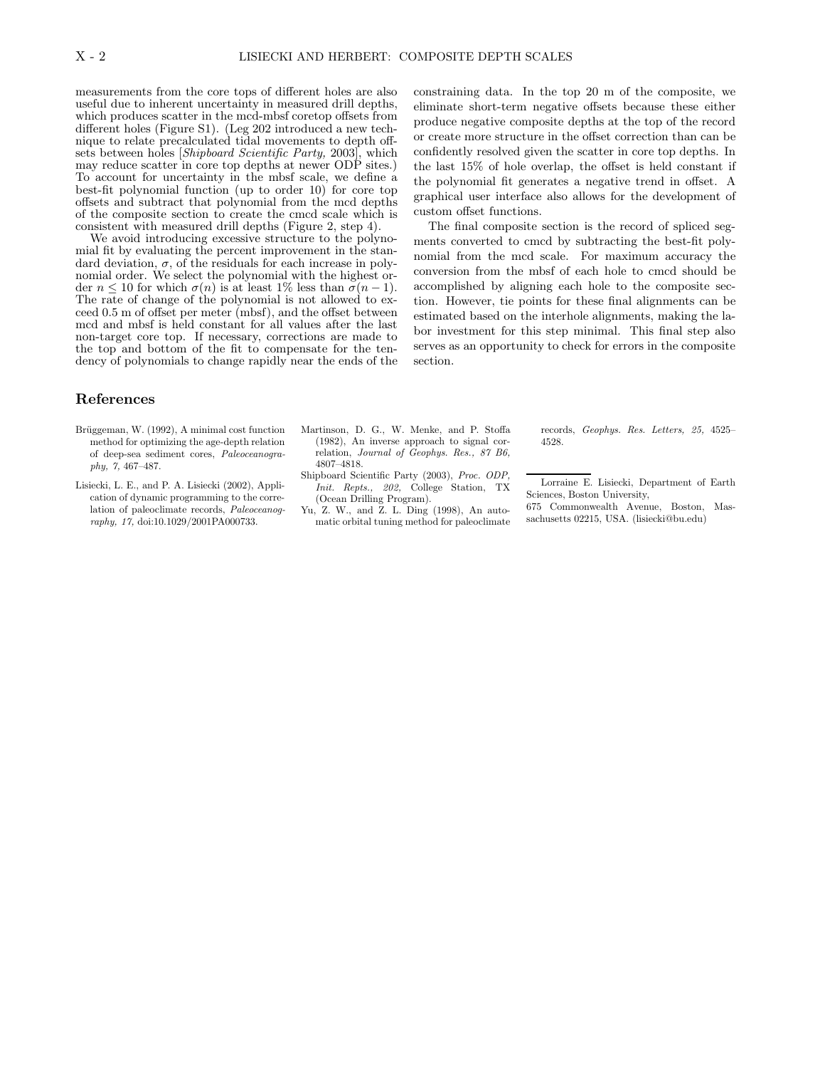measurements from the core tops of different holes are also useful due to inherent uncertainty in measured drill depths, which produces scatter in the mcd-mbsf coretop offsets from different holes (Figure S1). (Leg 202 introduced a new technique to relate precalculated tidal movements to depth offsets between holes [*Shipboard Scientific Party,* 2003], which may reduce scatter in core top depths at newer ODP sites.) To account for uncertainty in the mbsf scale, we define a best-fit polynomial function (up to order 10) for core top offsets and subtract that polynomial from the mcd depths of the composite section to create the cmcd scale which is consistent with measured drill depths (Figure 2, step 4).

We avoid introducing excessive structure to the polynomial fit by evaluating the percent improvement in the standard deviation, $\sigma$, of the residuals for each increase in polynomial order. We select the polynomial with the highest order $n \leq 10$ for which $\sigma(n)$ is at least 1% less than $\sigma(n-1)$. The rate of change of the polynomial is not allowed to exceed 0.5 m of offset per meter (mbsf), and the offset between mcd and mbsf is held constant for all values after the last non-target core top. If necessary, corrections are made to the top and bottom of the fit to compensate for the tendency of polynomials to change rapidly near the ends of the constraining data. In the top 20 m of the composite, we eliminate short-term negative offsets because these either produce negative composite depths at the top of the record or create more structure in the offset correction than can be confidently resolved given the scatter in core top depths. In the last 15% of hole overlap, the offset is held constant if the polynomial fit generates a negative trend in offset. A graphical user interface also allows for the development of custom offset functions.

The final composite section is the record of spliced segments converted to cmcd by subtracting the best-fit polynomial from the mcd scale. For maximum accuracy the conversion from the mbsf of each hole to cmcd should be accomplished by aligning each hole to the composite section. However, tie points for these final alignments can be estimated based on the interhole alignments, making the labor investment for this step minimal. This final step also serves as an opportunity to check for errors in the composite section.

## References

Brüggeman, W. (1992), A minimal cost function method for optimizing the age-depth relation of deep-sea sediment cores, *Paleoceanography, 7,* 467–487.

Lisiecki, L. E., and P. A. Lisiecki (2002), Application of dynamic programming to the correlation of paleoclimate records, *Paleoceanography, 17,* doi:10.1029/2001PA000733.

Martinson, D. G., W. Menke, and P. Stoffa (1982), An inverse approach to signal correlation, *Journal of Geophys. Res., 87 B6,* 4807–4818.

Shipboard Scientific Party (2003), *Proc. ODP, Init. Repts., 202,* College Station, TX (Ocean Drilling Program).

Yu, Z. W., and Z. L. Ding (1998), An automatic orbital tuning method for paleoclimate records, *Geophys. Res. Letters, 25,* 4525–4528.

---

Lorraine E. Lisiecki, Department of Earth Sciences, Boston University,
675 Commonwealth Avenue, Boston, Massachusetts 02215, USA. (lisiecki@bu.edu)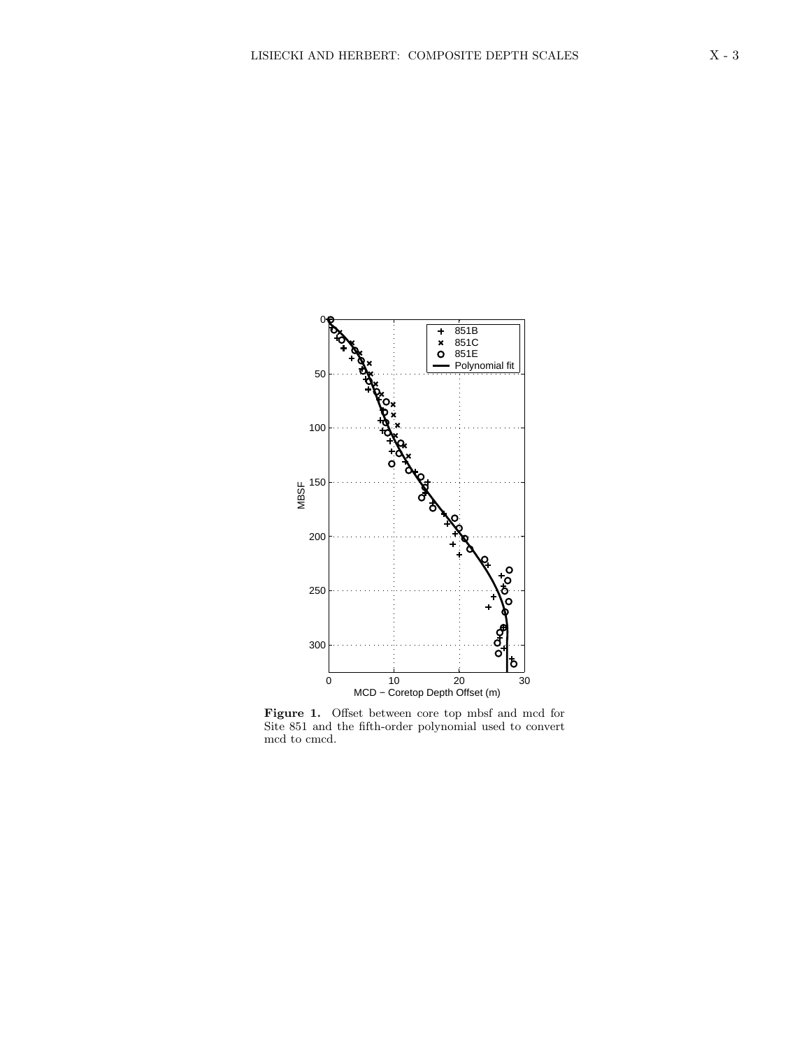0
50
100
150
200
250
300

MBSF

0
10
20
30

MCD − Coretop Depth Offset (m)

851B
851C
851E
Polynomial fit

**Figure 1.** Offset between core top mbsf and mcd for Site 851 and the fifth-order polynomial used to convert mcd to cmcd.